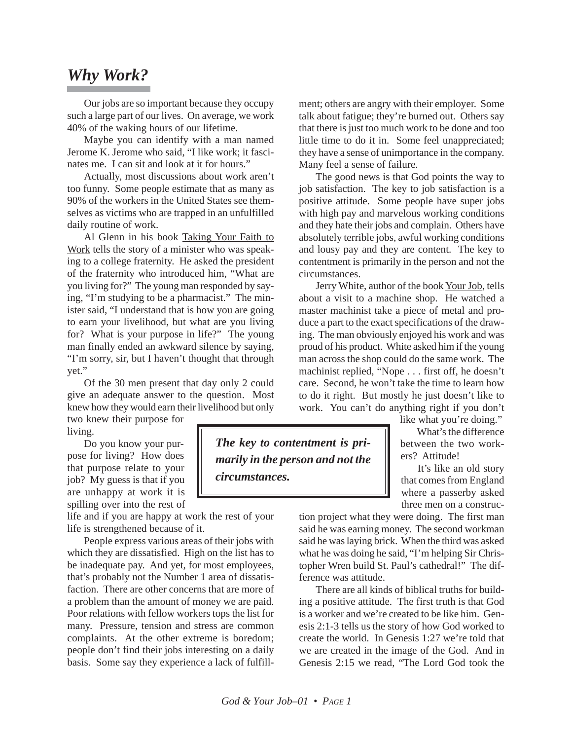# *Why Work?*

Our jobs are so important because they occupy such a large part of our lives. On average, we work 40% of the waking hours of our lifetime.

Maybe you can identify with a man named Jerome K. Jerome who said, "I like work; it fascinates me. I can sit and look at it for hours."

Actually, most discussions about work aren't too funny. Some people estimate that as many as 90% of the workers in the United States see themselves as victims who are trapped in an unfulfilled daily routine of work.

Al Glenn in his book Taking Your Faith to Work tells the story of a minister who was speaking to a college fraternity. He asked the president of the fraternity who introduced him, "What are you living for?" The young man responded by saying, "I'm studying to be a pharmacist." The minister said, "I understand that is how you are going to earn your livelihood, but what are you living for? What is your purpose in life?" The young man finally ended an awkward silence by saying, "I'm sorry, sir, but I haven't thought that through yet."

Of the 30 men present that day only 2 could give an adequate answer to the question. Most knew how they would earn their livelihood but only two knew their purpose for living.

Do you know your purpose for living? How does that purpose relate to your job? My guess is that if you are unhappy at work it is spilling over into the rest of life and if you are happy at work the rest of your life is strengthened because of it.

People express various areas of their jobs with which they are dissatisfied. High on the list has to be inadequate pay. And yet, for most employees, that's probably not the Number 1 area of dissatisfaction. There are other concerns that are more of a problem than the amount of money we are paid. Poor relations with fellow workers tops the list for many. Pressure, tension and stress are common complaints. At the other extreme is boredom; people don't find their jobs interesting on a daily basis. Some say they experience a lack of fulfillment; others are angry with their employer. Some talk about fatigue; they're burned out. Others say that there is just too much work to be done and too little time to do it in. Some feel unappreciated; they have a sense of unimportance in the company. Many feel a sense of failure.

The good news is that God points the way to job satisfaction. The key to job satisfaction is a positive attitude. Some people have super jobs with high pay and marvelous working conditions and they hate their jobs and complain. Others have absolutely terrible jobs, awful working conditions and lousy pay and they are content. The key to contentment is primarily in the person and not the circumstances.

Jerry White, author of the book Your Job, tells about a visit to a machine shop. He watched a master machinist take a piece of metal and produce a part to the exact specifications of the drawing. The man obviously enjoyed his work and was proud of his product. White asked him if the young man across the shop could do the same work. The machinist replied, "Nope . . . first off, he doesn't care. Second, he won't take the time to learn how to do it right. But mostly he just doesn't like to work. You can't do anything right if you don't like what you're doing."

> ***The key to contentment is primarily in the person and not the circumstances.***

What's the difference between the two workers? Attitude!

It's like an old story that comes from England where a passerby asked three men on a construction project what they were doing. The first man said he was earning money. The second workman said he was laying brick. When the third was asked what he was doing he said, "I'm helping Sir Christopher Wren build St. Paul's cathedral!" The difference was attitude.

There are all kinds of biblical truths for building a positive attitude. The first truth is that God is a worker and we're created to be like him. Genesis 2:1-3 tells us the story of how God worked to create the world. In Genesis 1:27 we're told that we are created in the image of the God. And in Genesis 2:15 we read, "The Lord God took the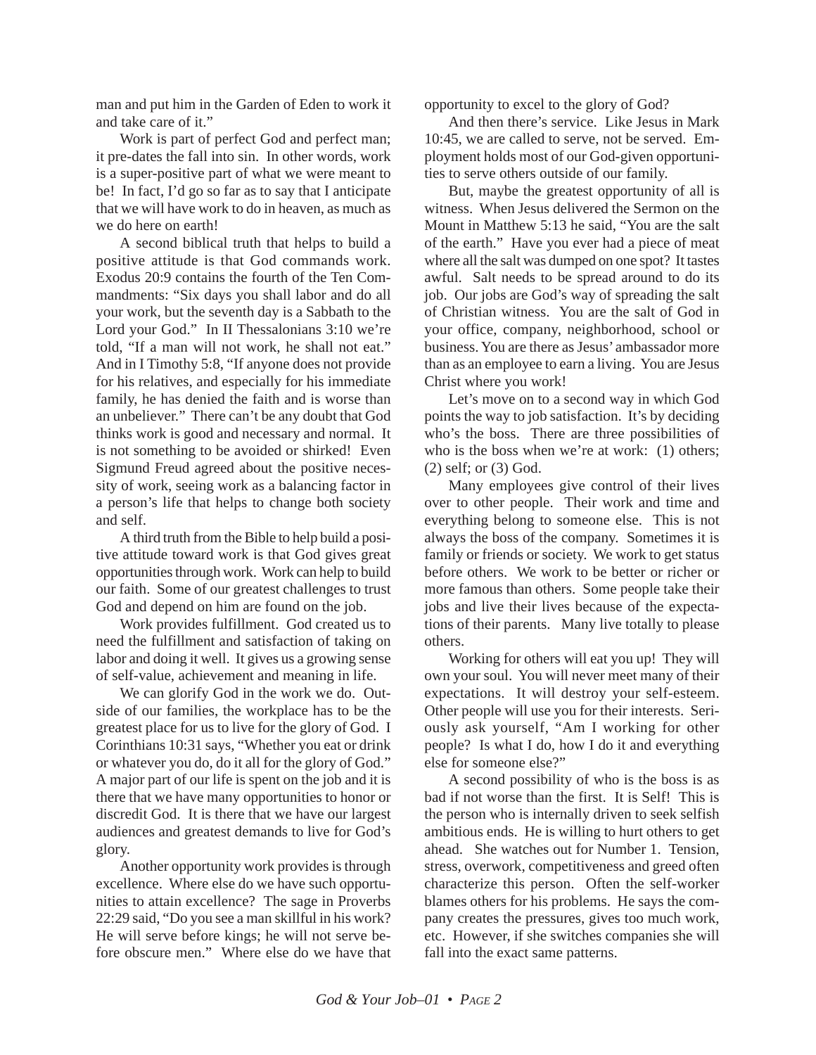man and put him in the Garden of Eden to work it and take care of it."

Work is part of perfect God and perfect man; it pre-dates the fall into sin. In other words, work is a super-positive part of what we were meant to be! In fact, I'd go so far as to say that I anticipate that we will have work to do in heaven, as much as we do here on earth!

A second biblical truth that helps to build a positive attitude is that God commands work. Exodus 20:9 contains the fourth of the Ten Commandments: "Six days you shall labor and do all your work, but the seventh day is a Sabbath to the Lord your God." In II Thessalonians 3:10 we're told, "If a man will not work, he shall not eat." And in I Timothy 5:8, "If anyone does not provide for his relatives, and especially for his immediate family, he has denied the faith and is worse than an unbeliever." There can't be any doubt that God thinks work is good and necessary and normal. It is not something to be avoided or shirked! Even Sigmund Freud agreed about the positive necessity of work, seeing work as a balancing factor in a person's life that helps to change both society and self.

A third truth from the Bible to help build a positive attitude toward work is that God gives great opportunities through work. Work can help to build our faith. Some of our greatest challenges to trust God and depend on him are found on the job.

Work provides fulfillment. God created us to need the fulfillment and satisfaction of taking on labor and doing it well. It gives us a growing sense of self-value, achievement and meaning in life.

We can glorify God in the work we do. Outside of our families, the workplace has to be the greatest place for us to live for the glory of God. I Corinthians 10:31 says, "Whether you eat or drink or whatever you do, do it all for the glory of God." A major part of our life is spent on the job and it is there that we have many opportunities to honor or discredit God. It is there that we have our largest audiences and greatest demands to live for God's glory.

Another opportunity work provides is through excellence. Where else do we have such opportunities to attain excellence? The sage in Proverbs 22:29 said, "Do you see a man skillful in his work? He will serve before kings; he will not serve before obscure men." Where else do we have that opportunity to excel to the glory of God?

And then there's service. Like Jesus in Mark 10:45, we are called to serve, not be served. Employment holds most of our God-given opportunities to serve others outside of our family.

But, maybe the greatest opportunity of all is witness. When Jesus delivered the Sermon on the Mount in Matthew 5:13 he said, "You are the salt of the earth." Have you ever had a piece of meat where all the salt was dumped on one spot? It tastes awful. Salt needs to be spread around to do its job. Our jobs are God's way of spreading the salt of Christian witness. You are the salt of God in your office, company, neighborhood, school or business. You are there as Jesus' ambassador more than as an employee to earn a living. You are Jesus Christ where you work!

Let's move on to a second way in which God points the way to job satisfaction. It's by deciding who's the boss. There are three possibilities of who is the boss when we're at work: (1) others; (2) self; or (3) God.

Many employees give control of their lives over to other people. Their work and time and everything belong to someone else. This is not always the boss of the company. Sometimes it is family or friends or society. We work to get status before others. We work to be better or richer or more famous than others. Some people take their jobs and live their lives because of the expectations of their parents. Many live totally to please others.

Working for others will eat you up! They will own your soul. You will never meet many of their expectations. It will destroy your self-esteem. Other people will use you for their interests. Seriously ask yourself, "Am I working for other people? Is what I do, how I do it and everything else for someone else?"

A second possibility of who is the boss is as bad if not worse than the first. It is Self! This is the person who is internally driven to seek selfish ambitious ends. He is willing to hurt others to get ahead. She watches out for Number 1. Tension, stress, overwork, competitiveness and greed often characterize this person. Often the self-worker blames others for his problems. He says the company creates the pressures, gives too much work, etc. However, if she switches companies she will fall into the exact same patterns.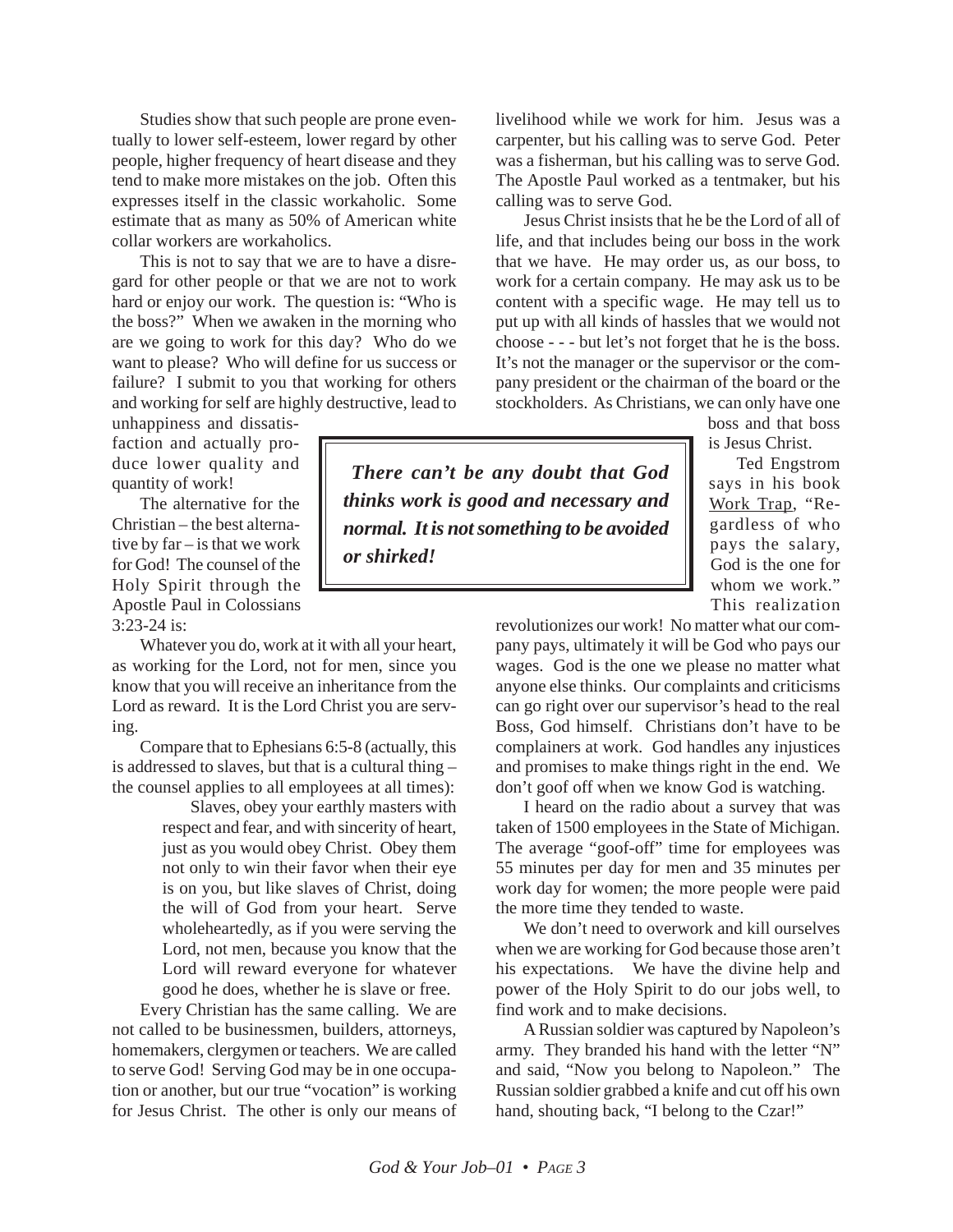Studies show that such people are prone eventually to lower self-esteem, lower regard by other people, higher frequency of heart disease and they tend to make more mistakes on the job. Often this expresses itself in the classic workaholic. Some estimate that as many as 50% of American white collar workers are workaholics.

This is not to say that we are to have a disregard for other people or that we are not to work hard or enjoy our work. The question is: "Who is the boss?" When we awaken in the morning who are we going to work for this day? Who do we want to please? Who will define for us success or failure? I submit to you that working for others and working for self are highly destructive, lead to unhappiness and dissatisfaction and actually produce lower quality and quantity of work!

The alternative for the Christian – the best alternative by far – is that we work for God! The counsel of the Holy Spirit through the Apostle Paul in Colossians 3:23-24 is:

> Whatever you do, work at it with all your heart, as working for the Lord, not for men, since you know that you will receive an inheritance from the Lord as reward. It is the Lord Christ you are serving.

Compare that to Ephesians 6:5-8 (actually, this is addressed to slaves, but that is a cultural thing – the counsel applies to all employees at all times):

> Slaves, obey your earthly masters with respect and fear, and with sincerity of heart, just as you would obey Christ. Obey them not only to win their favor when their eye is on you, but like slaves of Christ, doing the will of God from your heart. Serve wholeheartedly, as if you were serving the Lord, not men, because you know that the Lord will reward everyone for whatever good he does, whether he is slave or free.

Every Christian has the same calling. We are not called to be businessmen, builders, attorneys, homemakers, clergymen or teachers. We are called to serve God! Serving God may be in one occupation or another, but our true "vocation" is working for Jesus Christ. The other is only our means of livelihood while we work for him. Jesus was a carpenter, but his calling was to serve God. Peter was a fisherman, but his calling was to serve God. The Apostle Paul worked as a tentmaker, but his calling was to serve God.

Jesus Christ insists that he be the Lord of all of life, and that includes being our boss in the work that we have. He may order us, as our boss, to work for a certain company. He may ask us to be content with a specific wage. He may tell us to put up with all kinds of hassles that we would not choose - - - but let's not forget that he is the boss. It's not the manager or the supervisor or the company president or the chairman of the board or the stockholders. As Christians, we can only have one boss and that boss is Jesus Christ.

> ***There can't be any doubt that God thinks work is good and necessary and normal. It is not something to be avoided or shirked!***

Ted Engstrom says in his book Work Trap, "Regardless of who pays the salary, God is the one for whom we work." This realization revolutionizes our work! No matter what our company pays, ultimately it will be God who pays our wages. God is the one we please no matter what anyone else thinks. Our complaints and criticisms can go right over our supervisor's head to the real Boss, God himself. Christians don't have to be complainers at work. God handles any injustices and promises to make things right in the end. We don't goof off when we know God is watching.

I heard on the radio about a survey that was taken of 1500 employees in the State of Michigan. The average "goof-off" time for employees was 55 minutes per day for men and 35 minutes per work day for women; the more people were paid the more time they tended to waste.

We don't need to overwork and kill ourselves when we are working for God because those aren't his expectations. We have the divine help and power of the Holy Spirit to do our jobs well, to find work and to make decisions.

A Russian soldier was captured by Napoleon's army. They branded his hand with the letter "N" and said, "Now you belong to Napoleon." The Russian soldier grabbed a knife and cut off his own hand, shouting back, "I belong to the Czar!"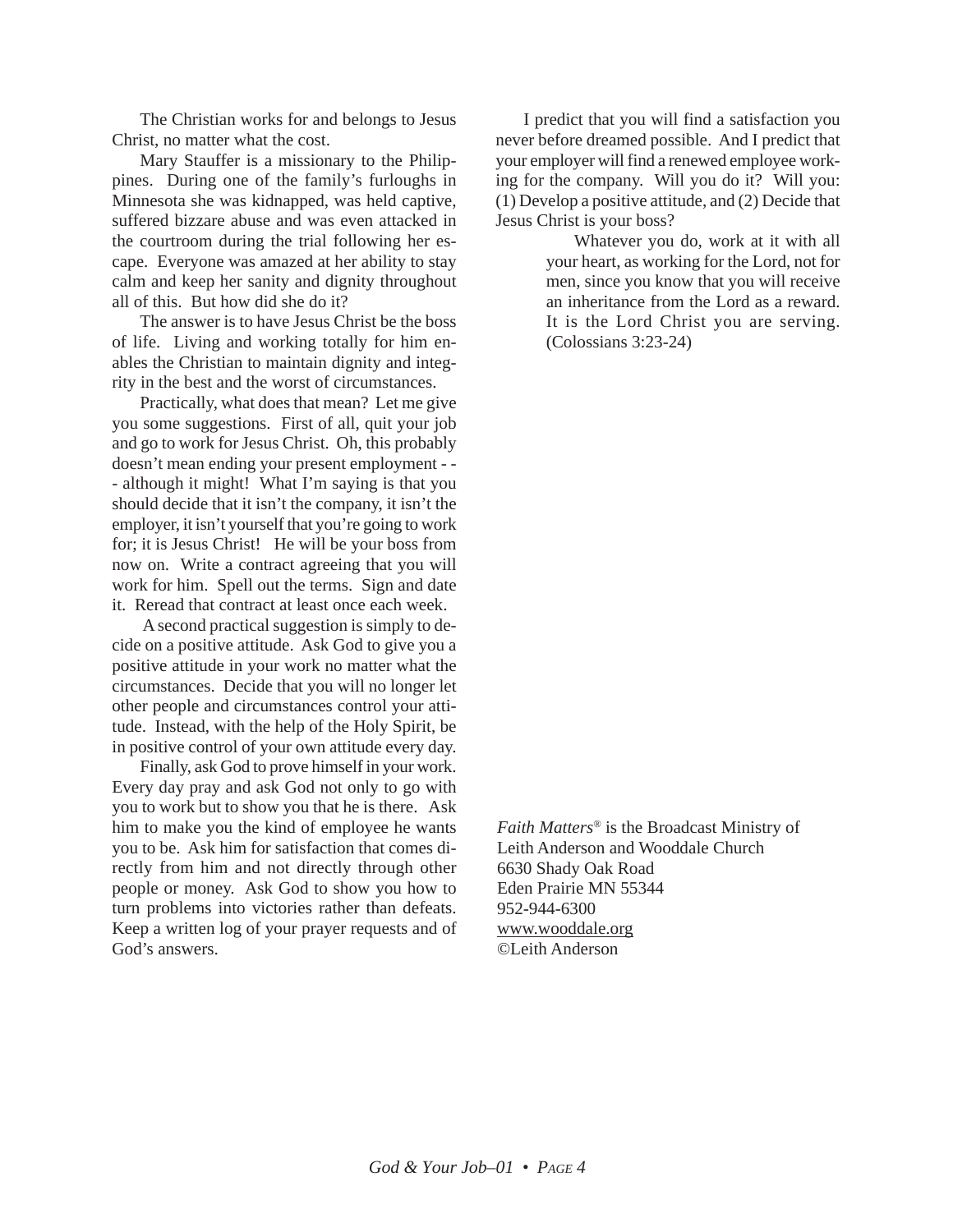The Christian works for and belongs to Jesus Christ, no matter what the cost.

Mary Stauffer is a missionary to the Philippines. During one of the family's furloughs in Minnesota she was kidnapped, was held captive, suffered bizzare abuse and was even attacked in the courtroom during the trial following her escape. Everyone was amazed at her ability to stay calm and keep her sanity and dignity throughout all of this. But how did she do it?

The answer is to have Jesus Christ be the boss of life. Living and working totally for him enables the Christian to maintain dignity and integrity in the best and the worst of circumstances.

Practically, what does that mean? Let me give you some suggestions. First of all, quit your job and go to work for Jesus Christ. Oh, this probably doesn't mean ending your present employment - - - although it might! What I'm saying is that you should decide that it isn't the company, it isn't the employer, it isn't yourself that you're going to work for; it is Jesus Christ! He will be your boss from now on. Write a contract agreeing that you will work for him. Spell out the terms. Sign and date it. Reread that contract at least once each week.

A second practical suggestion is simply to decide on a positive attitude. Ask God to give you a positive attitude in your work no matter what the circumstances. Decide that you will no longer let other people and circumstances control your attitude. Instead, with the help of the Holy Spirit, be in positive control of your own attitude every day.

Finally, ask God to prove himself in your work. Every day pray and ask God not only to go with you to work but to show you that he is there. Ask him to make you the kind of employee he wants you to be. Ask him for satisfaction that comes directly from him and not directly through other people or money. Ask God to show you how to turn problems into victories rather than defeats. Keep a written log of your prayer requests and of God's answers.

I predict that you will find a satisfaction you never before dreamed possible. And I predict that your employer will find a renewed employee working for the company. Will you do it? Will you: (1) Develop a positive attitude, and (2) Decide that Jesus Christ is your boss?

> Whatever you do, work at it with all your heart, as working for the Lord, not for men, since you know that you will receive an inheritance from the Lord as a reward. It is the Lord Christ you are serving. (Colossians 3:23-24)

*Faith Matters*® is the Broadcast Ministry of
Leith Anderson and Wooddale Church
6630 Shady Oak Road
Eden Prairie MN 55344
952-944-6300
www.wooddale.org
©Leith Anderson